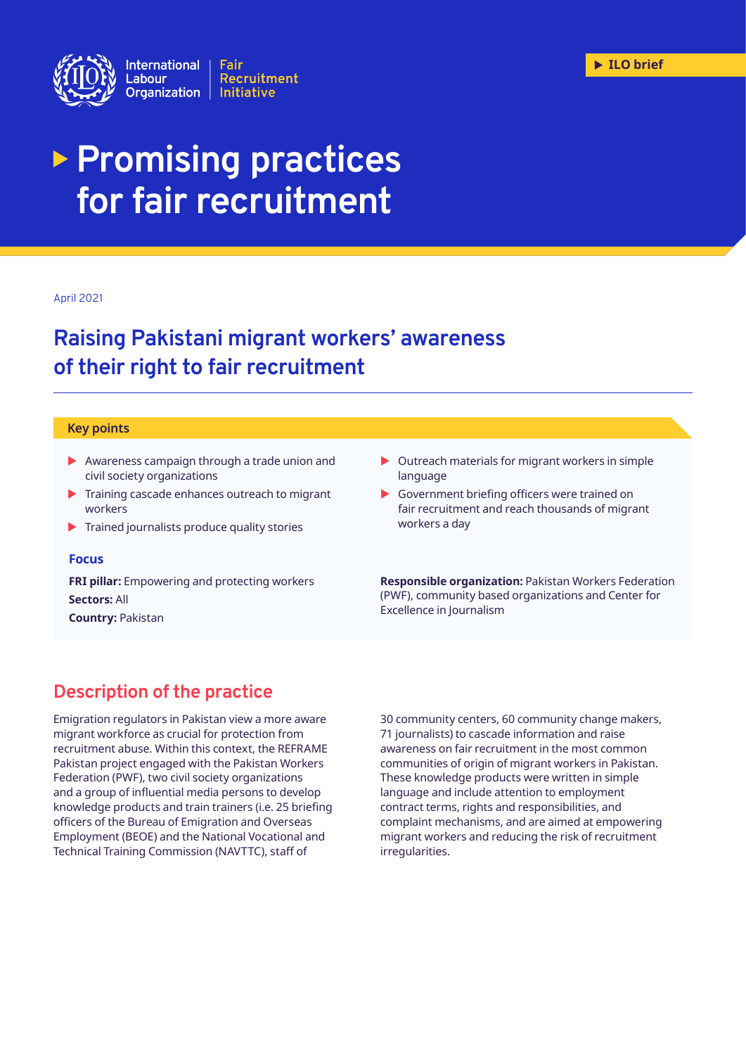International Labour Organization | Fair Recruitment Initiative

ILO brief

# Promising practices for fair recruitment

April 2021

## Raising Pakistani migrant workers' awareness of their right to fair recruitment

### Key points

- Awareness campaign through a trade union and civil society organizations
- Training cascade enhances outreach to migrant workers
- Trained journalists produce quality stories
- Outreach materials for migrant workers in simple language
- Government briefing officers were trained on fair recruitment and reach thousands of migrant workers a day

### Focus

**FRI pillar:** Empowering and protecting workers

**Sectors:** All

**Country:** Pakistan

**Responsible organization:** Pakistan Workers Federation (PWF), community based organizations and Center for Excellence in Journalism

## Description of the practice

Emigration regulators in Pakistan view a more aware migrant workforce as crucial for protection from recruitment abuse. Within this context, the REFRAME Pakistan project engaged with the Pakistan Workers Federation (PWF), two civil society organizations and a group of influential media persons to develop knowledge products and train trainers (i.e. 25 briefing officers of the Bureau of Emigration and Overseas Employment (BEOE) and the National Vocational and Technical Training Commission (NAVTTC), staff of 30 community centers, 60 community change makers, 71 journalists) to cascade information and raise awareness on fair recruitment in the most common communities of origin of migrant workers in Pakistan. These knowledge products were written in simple language and include attention to employment contract terms, rights and responsibilities, and complaint mechanisms, and are aimed at empowering migrant workers and reducing the risk of recruitment irregularities.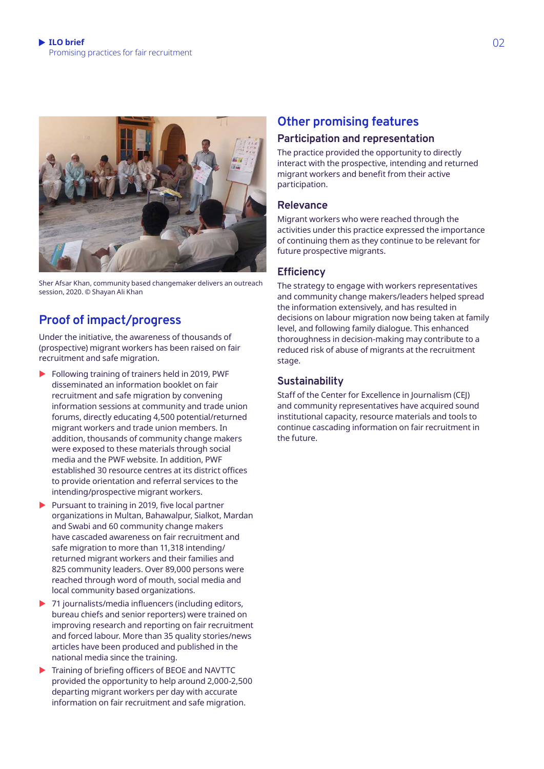Sher Afsar Khan, community based changemaker delivers an outreach session, 2020. © Shayan Ali Khan

## Proof of impact/progress

Under the initiative, the awareness of thousands of (prospective) migrant workers has been raised on fair recruitment and safe migration.

- Following training of trainers held in 2019, PWF disseminated an information booklet on fair recruitment and safe migration by convening information sessions at community and trade union forums, directly educating 4,500 potential/returned migrant workers and trade union members. In addition, thousands of community change makers were exposed to these materials through social media and the PWF website. In addition, PWF established 30 resource centres at its district offices to provide orientation and referral services to the intending/prospective migrant workers.
- Pursuant to training in 2019, five local partner organizations in Multan, Bahawalpur, Sialkot, Mardan and Swabi and 60 community change makers have cascaded awareness on fair recruitment and safe migration to more than 11,318 intending/ returned migrant workers and their families and 825 community leaders. Over 89,000 persons were reached through word of mouth, social media and local community based organizations.
- 71 journalists/media influencers (including editors, bureau chiefs and senior reporters) were trained on improving research and reporting on fair recruitment and forced labour. More than 35 quality stories/news articles have been produced and published in the national media since the training.
- Training of briefing officers of BEOE and NAVTTC provided the opportunity to help around 2,000-2,500 departing migrant workers per day with accurate information on fair recruitment and safe migration.

## Other promising features

### Participation and representation

The practice provided the opportunity to directly interact with the prospective, intending and returned migrant workers and benefit from their active participation.

### Relevance

Migrant workers who were reached through the activities under this practice expressed the importance of continuing them as they continue to be relevant for future prospective migrants.

### Efficiency

The strategy to engage with workers representatives and community change makers/leaders helped spread the information extensively, and has resulted in decisions on labour migration now being taken at family level, and following family dialogue. This enhanced thoroughness in decision-making may contribute to a reduced risk of abuse of migrants at the recruitment stage.

### Sustainability

Staff of the Center for Excellence in Journalism (CEJ) and community representatives have acquired sound institutional capacity, resource materials and tools to continue cascading information on fair recruitment in the future.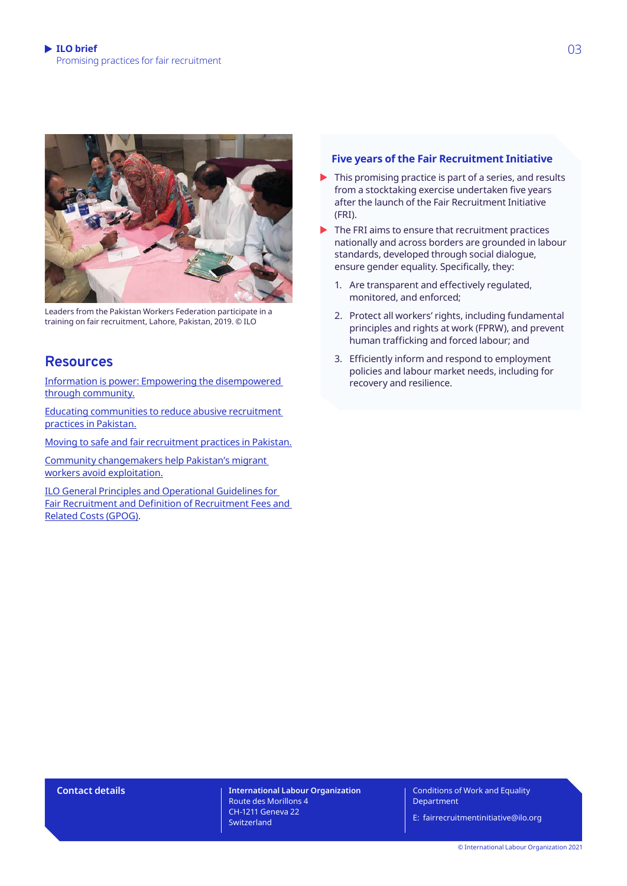Leaders from the Pakistan Workers Federation participate in a training on fair recruitment, Lahore, Pakistan, 2019. © ILO

## Resources

[Information is power: Empowering the disempowered through community.]

[Educating communities to reduce abusive recruitment practices in Pakistan.]

[Moving to safe and fair recruitment practices in Pakistan.]

[Community changemakers help Pakistan's migrant workers avoid exploitation.]

[ILO General Principles and Operational Guidelines for Fair Recruitment and Definition of Recruitment Fees and Related Costs (GPOG).]

### Five years of the Fair Recruitment Initiative

- This promising practice is part of a series, and results from a stocktaking exercise undertaken five years after the launch of the Fair Recruitment Initiative (FRI).
- The FRI aims to ensure that recruitment practices nationally and across borders are grounded in labour standards, developed through social dialogue, ensure gender equality. Specifically, they:
  1. Are transparent and effectively regulated, monitored, and enforced;
  2. Protect all workers' rights, including fundamental principles and rights at work (FPRW), and prevent human trafficking and forced labour; and
  3. Efficiently inform and respond to employment policies and labour market needs, including for recovery and resilience.

**Contact details**

**International Labour Organization**
Route des Morillons 4
CH-1211 Geneva 22
Switzerland

Conditions of Work and Equality Department

E: fairrecruitmentinitiative@ilo.org

© International Labour Organization 2021